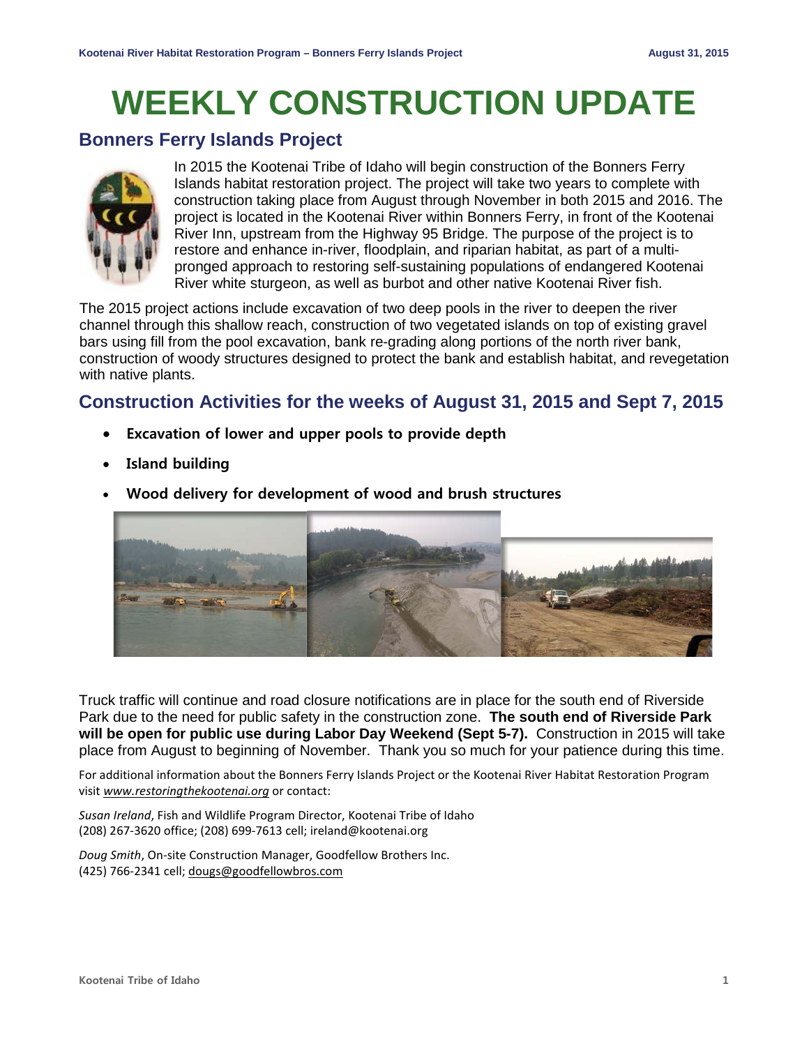# WEEKLY CONSTRUCTION UPDATE

## Bonners Ferry Islands Project

In 2015 the Kootenai Tribe of Idaho will begin construction of the Bonners Ferry Islands habitat restoration project. The project will take two years to complete with construction taking place from August through November in both 2015 and 2016. The project is located in the Kootenai River within Bonners Ferry, in front of the Kootenai River Inn, upstream from the Highway 95 Bridge. The purpose of the project is to restore and enhance in-river, floodplain, and riparian habitat, as part of a multi-pronged approach to restoring self-sustaining populations of endangered Kootenai River white sturgeon, as well as burbot and other native Kootenai River fish.

The 2015 project actions include excavation of two deep pools in the river to deepen the river channel through this shallow reach, construction of two vegetated islands on top of existing gravel bars using fill from the pool excavation, bank re-grading along portions of the north river bank, construction of woody structures designed to protect the bank and establish habitat, and revegetation with native plants.

## Construction Activities for the weeks of August 31, 2015 and Sept 7, 2015

- **Excavation of lower and upper pools to provide depth**
- **Island building**
- **Wood delivery for development of wood and brush structures**

Truck traffic will continue and road closure notifications are in place for the south end of Riverside Park due to the need for public safety in the construction zone. **The south end of Riverside Park will be open for public use during Labor Day Weekend (Sept 5-7).** Construction in 2015 will take place from August to beginning of November. Thank you so much for your patience during this time.

For additional information about the Bonners Ferry Islands Project or the Kootenai River Habitat Restoration Program visit *www.restoringthekootenai.org* or contact:

*Susan Ireland*, Fish and Wildlife Program Director, Kootenai Tribe of Idaho
(208) 267-3620 office; (208) 699-7613 cell; ireland@kootenai.org

*Doug Smith*, On-site Construction Manager, Goodfellow Brothers Inc.
(425) 766-2341 cell; dougs@goodfellowbros.com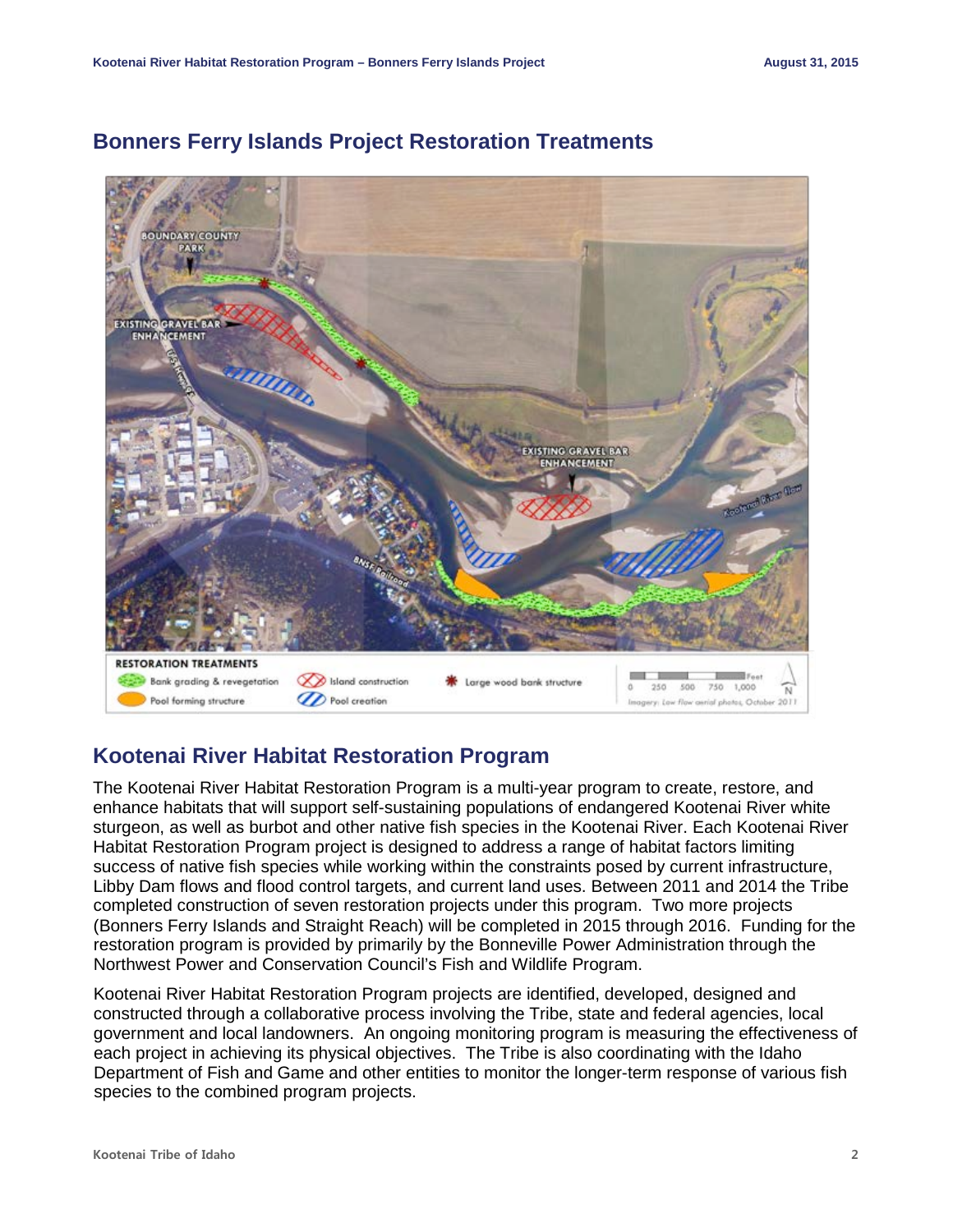## Bonners Ferry Islands Project Restoration Treatments

BOUNDARY COUNTY PARK

EXISTING GRAVEL BAR ENHANCEMENT

US Hwy 95

EXISTING GRAVEL BAR ENHANCEMENT

Kootenai River flow

BNSF Railroad

RESTORATION TREATMENTS

Bank grading & revegetation

Island construction

Large wood bank structure

Pool forming structure

Pool creation

Feet

0 250 500 750 1,000

N

Imagery: Low flow aerial photos, October 2011

## Kootenai River Habitat Restoration Program

The Kootenai River Habitat Restoration Program is a multi-year program to create, restore, and enhance habitats that will support self-sustaining populations of endangered Kootenai River white sturgeon, as well as burbot and other native fish species in the Kootenai River. Each Kootenai River Habitat Restoration Program project is designed to address a range of habitat factors limiting success of native fish species while working within the constraints posed by current infrastructure, Libby Dam flows and flood control targets, and current land uses. Between 2011 and 2014 the Tribe completed construction of seven restoration projects under this program. Two more projects (Bonners Ferry Islands and Straight Reach) will be completed in 2015 through 2016. Funding for the restoration program is provided by primarily by the Bonneville Power Administration through the Northwest Power and Conservation Council's Fish and Wildlife Program.

Kootenai River Habitat Restoration Program projects are identified, developed, designed and constructed through a collaborative process involving the Tribe, state and federal agencies, local government and local landowners. An ongoing monitoring program is measuring the effectiveness of each project in achieving its physical objectives. The Tribe is also coordinating with the Idaho Department of Fish and Game and other entities to monitor the longer-term response of various fish species to the combined program projects.